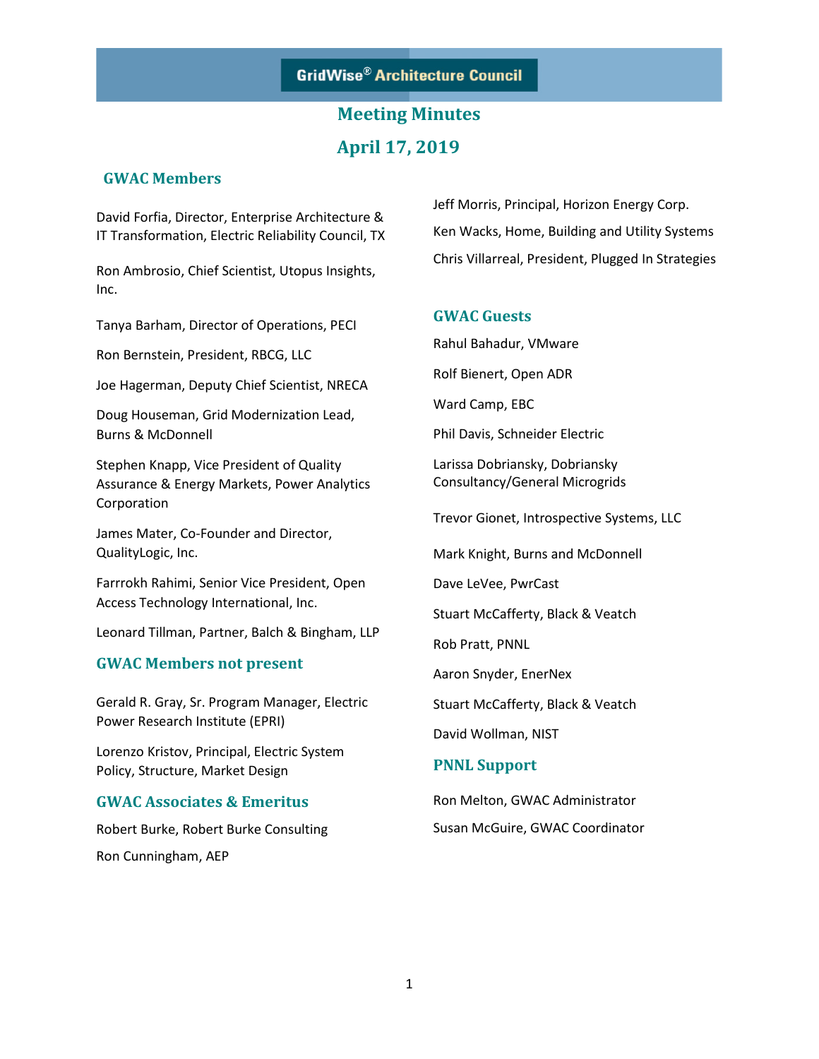# GridWise® Architecture Council

## Meeting Minutes

## April 17, 2019

### GWAC Members

David Forfia, Director, Enterprise Architecture & IT Transformation, Electric Reliability Council, TX

Ron Ambrosio, Chief Scientist, Utopus Insights, Inc.

Tanya Barham, Director of Operations, PECI

Ron Bernstein, President, RBCG, LLC

Joe Hagerman, Deputy Chief Scientist, NRECA

Doug Houseman, Grid Modernization Lead, Burns & McDonnell

Stephen Knapp, Vice President of Quality Assurance & Energy Markets, Power Analytics Corporation

James Mater, Co-Founder and Director, QualityLogic, Inc.

Farrrokh Rahimi, Senior Vice President, Open Access Technology International, Inc.

Leonard Tillman, Partner, Balch & Bingham, LLP

Jeff Morris, Principal, Horizon Energy Corp.

Ken Wacks, Home, Building and Utility Systems

Chris Villarreal, President, Plugged In Strategies

### GWAC Members not present

Gerald R. Gray, Sr. Program Manager, Electric Power Research Institute (EPRI)

Lorenzo Kristov, Principal, Electric System Policy, Structure, Market Design

### GWAC Associates & Emeritus

Robert Burke, Robert Burke Consulting

Ron Cunningham, AEP

### GWAC Guests

Rahul Bahadur, VMware

Rolf Bienert, Open ADR

Ward Camp, EBC

Phil Davis, Schneider Electric

Larissa Dobriansky, Dobriansky Consultancy/General Microgrids

Trevor Gionet, Introspective Systems, LLC

Mark Knight, Burns and McDonnell

Dave LeVee, PwrCast

Stuart McCafferty, Black & Veatch

Rob Pratt, PNNL

Aaron Snyder, EnerNex

Stuart McCafferty, Black & Veatch

David Wollman, NIST

### PNNL Support

Ron Melton, GWAC Administrator

Susan McGuire, GWAC Coordinator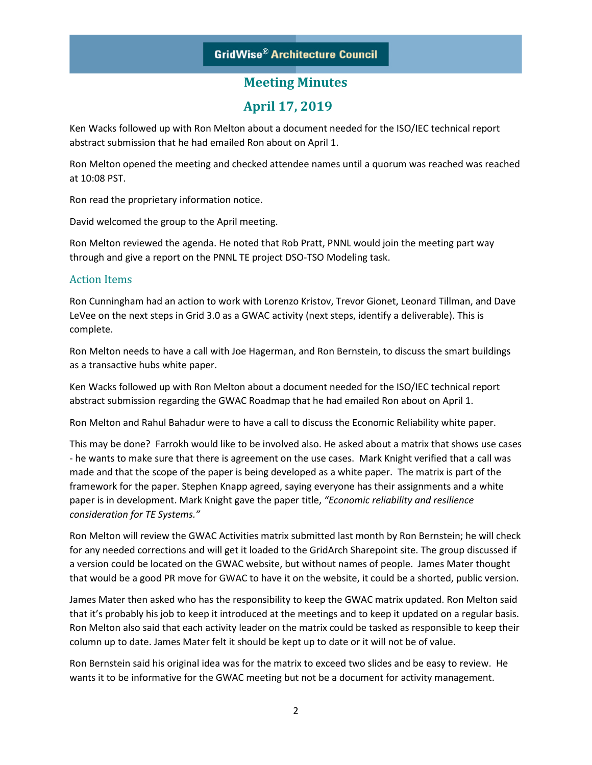GridWise® Architecture Council

# Meeting Minutes

# April 17, 2019

Ken Wacks followed up with Ron Melton about a document needed for the ISO/IEC technical report abstract submission that he had emailed Ron about on April 1.

Ron Melton opened the meeting and checked attendee names until a quorum was reached was reached at 10:08 PST.

Ron read the proprietary information notice.

David welcomed the group to the April meeting.

Ron Melton reviewed the agenda. He noted that Rob Pratt, PNNL would join the meeting part way through and give a report on the PNNL TE project DSO-TSO Modeling task.

## Action Items

Ron Cunningham had an action to work with Lorenzo Kristov, Trevor Gionet, Leonard Tillman, and Dave LeVee on the next steps in Grid 3.0 as a GWAC activity (next steps, identify a deliverable). This is complete.

Ron Melton needs to have a call with Joe Hagerman, and Ron Bernstein, to discuss the smart buildings as a transactive hubs white paper.

Ken Wacks followed up with Ron Melton about a document needed for the ISO/IEC technical report abstract submission regarding the GWAC Roadmap that he had emailed Ron about on April 1.

Ron Melton and Rahul Bahadur were to have a call to discuss the Economic Reliability white paper.

This may be done? Farrokh would like to be involved also. He asked about a matrix that shows use cases - he wants to make sure that there is agreement on the use cases. Mark Knight verified that a call was made and that the scope of the paper is being developed as a white paper. The matrix is part of the framework for the paper. Stephen Knapp agreed, saying everyone has their assignments and a white paper is in development. Mark Knight gave the paper title, *"Economic reliability and resilience consideration for TE Systems."*

Ron Melton will review the GWAC Activities matrix submitted last month by Ron Bernstein; he will check for any needed corrections and will get it loaded to the GridArch Sharepoint site. The group discussed if a version could be located on the GWAC website, but without names of people. James Mater thought that would be a good PR move for GWAC to have it on the website, it could be a shorted, public version.

James Mater then asked who has the responsibility to keep the GWAC matrix updated. Ron Melton said that it's probably his job to keep it introduced at the meetings and to keep it updated on a regular basis. Ron Melton also said that each activity leader on the matrix could be tasked as responsible to keep their column up to date. James Mater felt it should be kept up to date or it will not be of value.

Ron Bernstein said his original idea was for the matrix to exceed two slides and be easy to review. He wants it to be informative for the GWAC meeting but not be a document for activity management.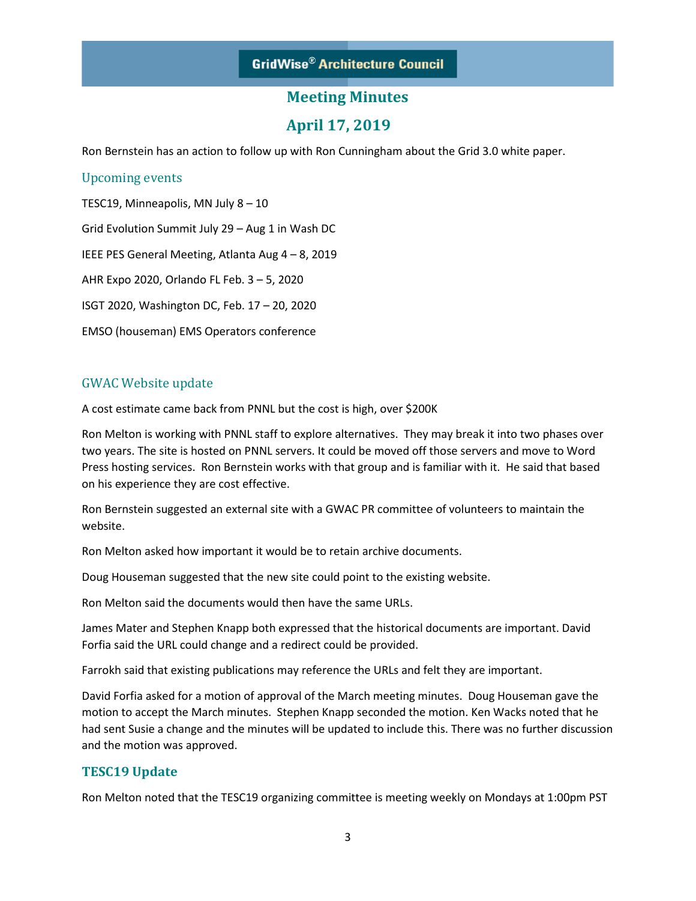# Meeting Minutes

## April 17, 2019

Ron Bernstein has an action to follow up with Ron Cunningham about the Grid 3.0 white paper.

### Upcoming events

TESC19, Minneapolis, MN July 8 – 10

Grid Evolution Summit July 29 – Aug 1 in Wash DC

IEEE PES General Meeting, Atlanta Aug 4 – 8, 2019

AHR Expo 2020, Orlando FL Feb. 3 – 5, 2020

ISGT 2020, Washington DC, Feb. 17 – 20, 2020

EMSO (houseman) EMS Operators conference

### GWAC Website update

A cost estimate came back from PNNL but the cost is high, over $200K

Ron Melton is working with PNNL staff to explore alternatives. They may break it into two phases over two years. The site is hosted on PNNL servers. It could be moved off those servers and move to Word Press hosting services. Ron Bernstein works with that group and is familiar with it. He said that based on his experience they are cost effective.

Ron Bernstein suggested an external site with a GWAC PR committee of volunteers to maintain the website.

Ron Melton asked how important it would be to retain archive documents.

Doug Houseman suggested that the new site could point to the existing website.

Ron Melton said the documents would then have the same URLs.

James Mater and Stephen Knapp both expressed that the historical documents are important. David Forfia said the URL could change and a redirect could be provided.

Farrokh said that existing publications may reference the URLs and felt they are important.

David Forfia asked for a motion of approval of the March meeting minutes. Doug Houseman gave the motion to accept the March minutes. Stephen Knapp seconded the motion. Ken Wacks noted that he had sent Susie a change and the minutes will be updated to include this. There was no further discussion and the motion was approved.

### TESC19 Update

Ron Melton noted that the TESC19 organizing committee is meeting weekly on Mondays at 1:00pm PST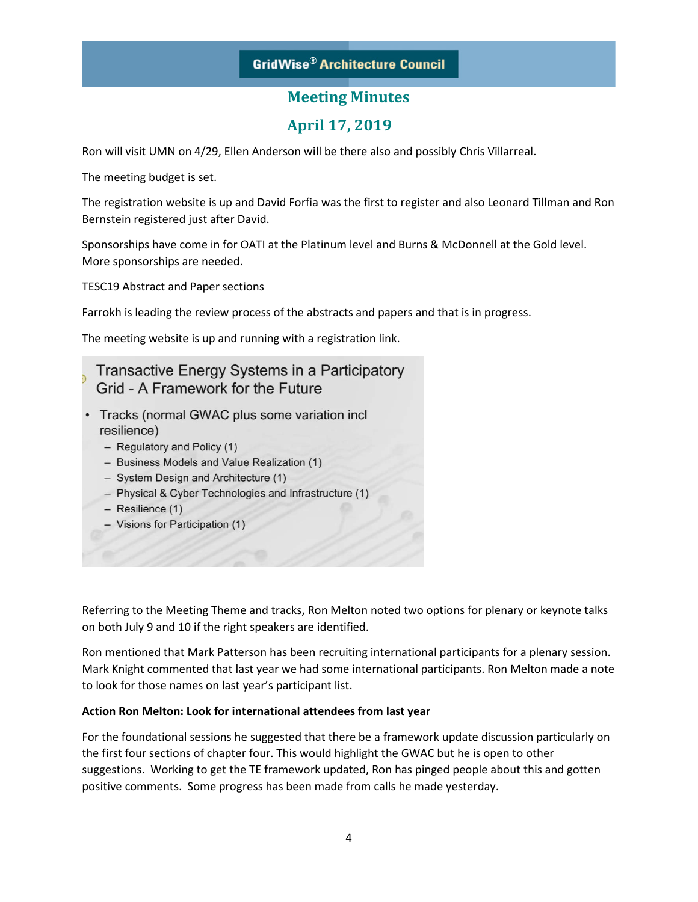# Meeting Minutes

## April 17, 2019

Ron will visit UMN on 4/29, Ellen Anderson will be there also and possibly Chris Villarreal.

The meeting budget is set.

The registration website is up and David Forfia was the first to register and also Leonard Tillman and Ron Bernstein registered just after David.

Sponsorships have come in for OATI at the Platinum level and Burns & McDonnell at the Gold level. More sponsorships are needed.

TESC19 Abstract and Paper sections

Farrokh is leading the review process of the abstracts and papers and that is in progress.

The meeting website is up and running with a registration link.

Transactive Energy Systems in a Participatory Grid - A Framework for the Future

- Tracks (normal GWAC plus some variation incl resilience)
  - Regulatory and Policy (1)
  - Business Models and Value Realization (1)
  - System Design and Architecture (1)
  - Physical & Cyber Technologies and Infrastructure (1)
  - Resilience (1)
  - Visions for Participation (1)

Referring to the Meeting Theme and tracks, Ron Melton noted two options for plenary or keynote talks on both July 9 and 10 if the right speakers are identified.

Ron mentioned that Mark Patterson has been recruiting international participants for a plenary session. Mark Knight commented that last year we had some international participants. Ron Melton made a note to look for those names on last year's participant list.

**Action Ron Melton: Look for international attendees from last year**

For the foundational sessions he suggested that there be a framework update discussion particularly on the first four sections of chapter four. This would highlight the GWAC but he is open to other suggestions. Working to get the TE framework updated, Ron has pinged people about this and gotten positive comments. Some progress has been made from calls he made yesterday.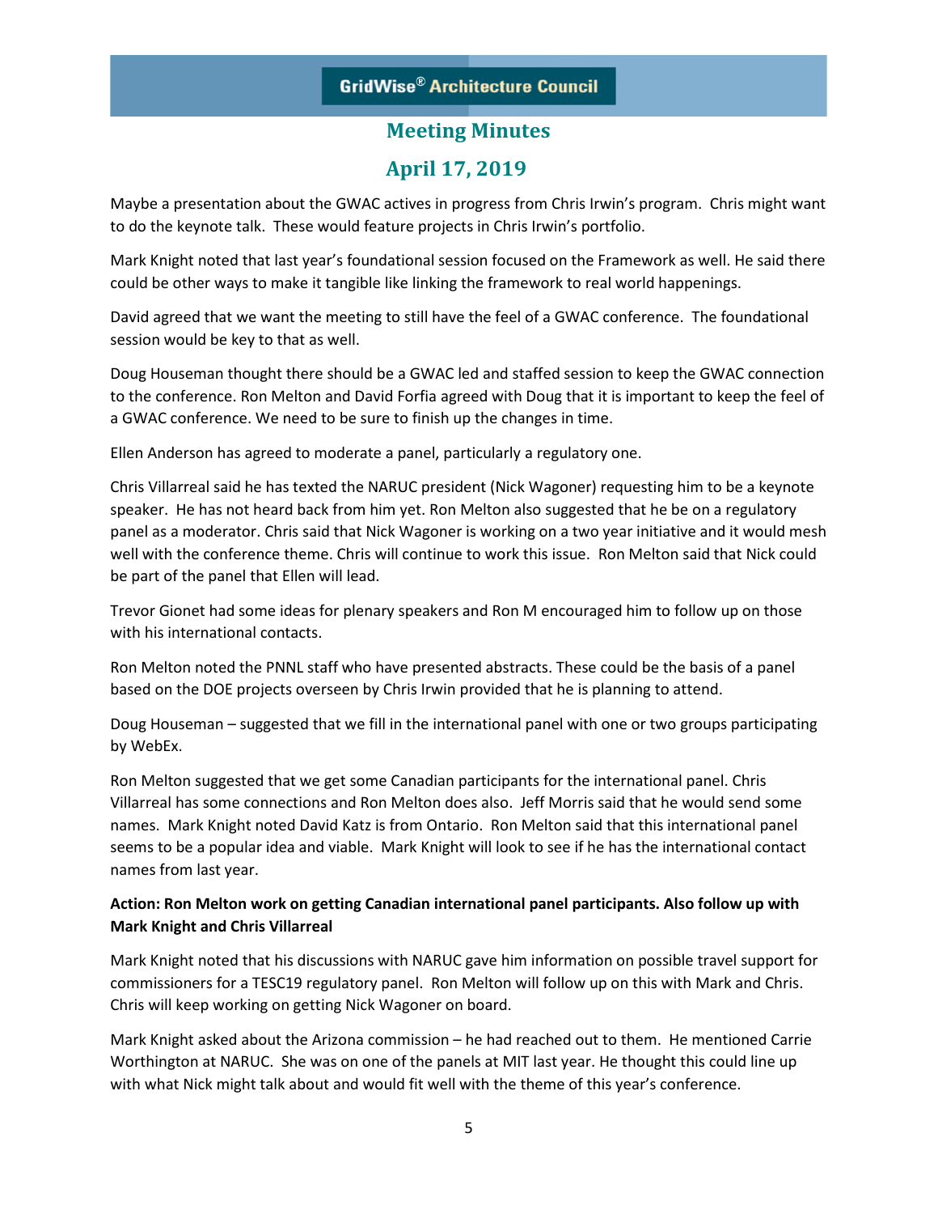Maybe a presentation about the GWAC actives in progress from Chris Irwin's program. Chris might want to do the keynote talk. These would feature projects in Chris Irwin's portfolio.

Mark Knight noted that last year's foundational session focused on the Framework as well. He said there could be other ways to make it tangible like linking the framework to real world happenings.

David agreed that we want the meeting to still have the feel of a GWAC conference. The foundational session would be key to that as well.

Doug Houseman thought there should be a GWAC led and staffed session to keep the GWAC connection to the conference. Ron Melton and David Forfia agreed with Doug that it is important to keep the feel of a GWAC conference. We need to be sure to finish up the changes in time.

Ellen Anderson has agreed to moderate a panel, particularly a regulatory one.

Chris Villarreal said he has texted the NARUC president (Nick Wagoner) requesting him to be a keynote speaker. He has not heard back from him yet. Ron Melton also suggested that he be on a regulatory panel as a moderator. Chris said that Nick Wagoner is working on a two year initiative and it would mesh well with the conference theme. Chris will continue to work this issue. Ron Melton said that Nick could be part of the panel that Ellen will lead.

Trevor Gionet had some ideas for plenary speakers and Ron M encouraged him to follow up on those with his international contacts.

Ron Melton noted the PNNL staff who have presented abstracts. These could be the basis of a panel based on the DOE projects overseen by Chris Irwin provided that he is planning to attend.

Doug Houseman – suggested that we fill in the international panel with one or two groups participating by WebEx.

Ron Melton suggested that we get some Canadian participants for the international panel. Chris Villarreal has some connections and Ron Melton does also. Jeff Morris said that he would send some names. Mark Knight noted David Katz is from Ontario. Ron Melton said that this international panel seems to be a popular idea and viable. Mark Knight will look to see if he has the international contact names from last year.

**Action: Ron Melton work on getting Canadian international panel participants. Also follow up with Mark Knight and Chris Villarreal**

Mark Knight noted that his discussions with NARUC gave him information on possible travel support for commissioners for a TESC19 regulatory panel. Ron Melton will follow up on this with Mark and Chris. Chris will keep working on getting Nick Wagoner on board.

Mark Knight asked about the Arizona commission – he had reached out to them. He mentioned Carrie Worthington at NARUC. She was on one of the panels at MIT last year. He thought this could line up with what Nick might talk about and would fit well with the theme of this year's conference.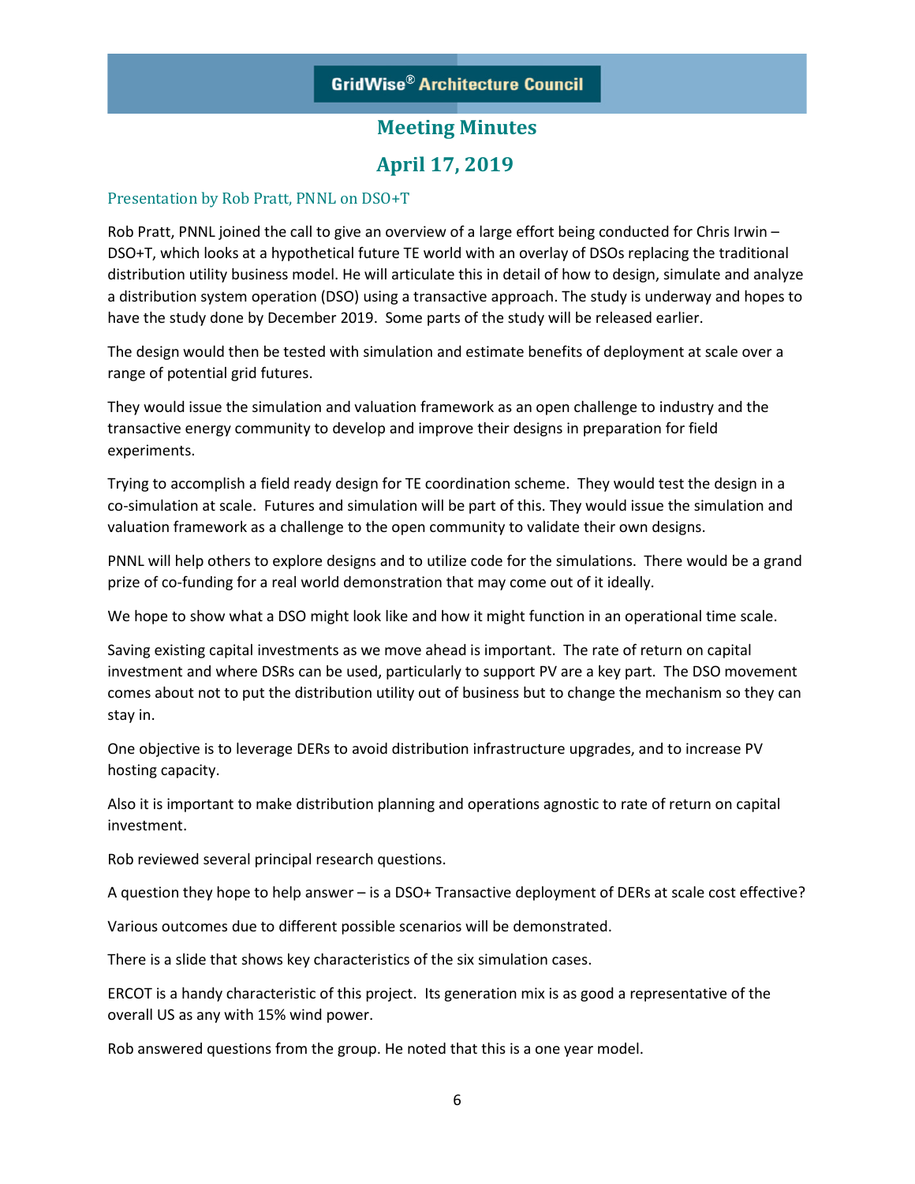# Meeting Minutes

# April 17, 2019

## Presentation by Rob Pratt, PNNL on DSO+T

Rob Pratt, PNNL joined the call to give an overview of a large effort being conducted for Chris Irwin – DSO+T, which looks at a hypothetical future TE world with an overlay of DSOs replacing the traditional distribution utility business model. He will articulate this in detail of how to design, simulate and analyze a distribution system operation (DSO) using a transactive approach. The study is underway and hopes to have the study done by December 2019. Some parts of the study will be released earlier.

The design would then be tested with simulation and estimate benefits of deployment at scale over a range of potential grid futures.

They would issue the simulation and valuation framework as an open challenge to industry and the transactive energy community to develop and improve their designs in preparation for field experiments.

Trying to accomplish a field ready design for TE coordination scheme. They would test the design in a co-simulation at scale. Futures and simulation will be part of this. They would issue the simulation and valuation framework as a challenge to the open community to validate their own designs.

PNNL will help others to explore designs and to utilize code for the simulations. There would be a grand prize of co-funding for a real world demonstration that may come out of it ideally.

We hope to show what a DSO might look like and how it might function in an operational time scale.

Saving existing capital investments as we move ahead is important. The rate of return on capital investment and where DSRs can be used, particularly to support PV are a key part. The DSO movement comes about not to put the distribution utility out of business but to change the mechanism so they can stay in.

One objective is to leverage DERs to avoid distribution infrastructure upgrades, and to increase PV hosting capacity.

Also it is important to make distribution planning and operations agnostic to rate of return on capital investment.

Rob reviewed several principal research questions.

A question they hope to help answer – is a DSO+ Transactive deployment of DERs at scale cost effective?

Various outcomes due to different possible scenarios will be demonstrated.

There is a slide that shows key characteristics of the six simulation cases.

ERCOT is a handy characteristic of this project. Its generation mix is as good a representative of the overall US as any with 15% wind power.

Rob answered questions from the group. He noted that this is a one year model.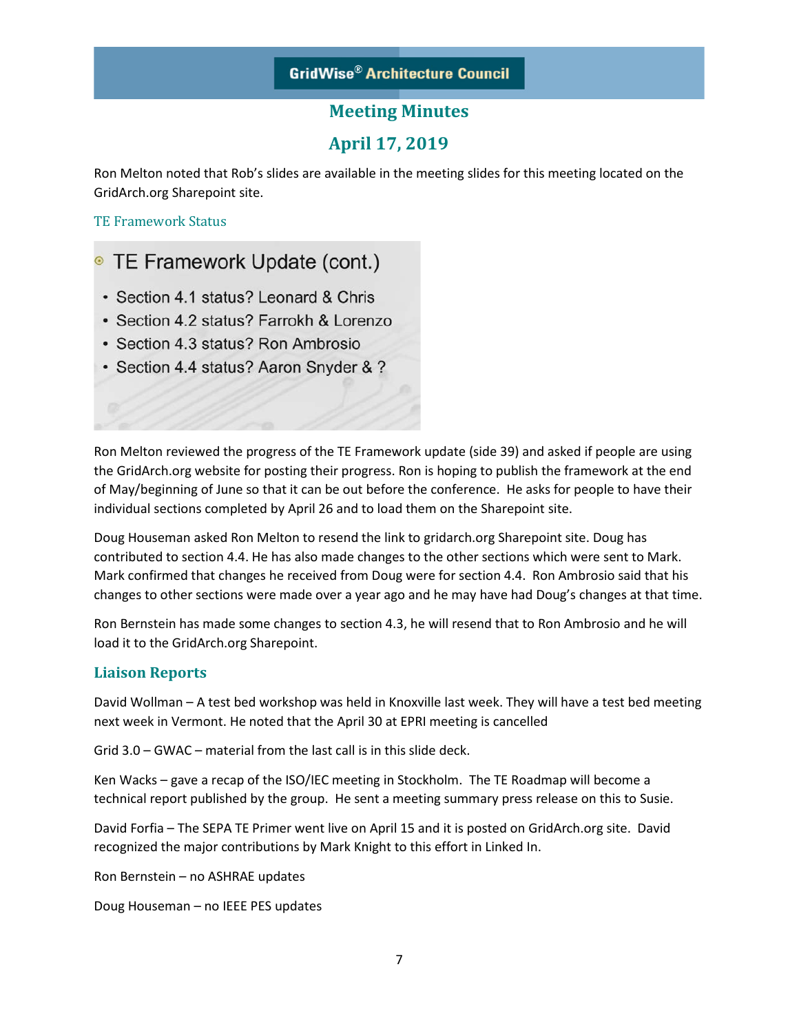# Meeting Minutes

## April 17, 2019

Ron Melton noted that Rob's slides are available in the meeting slides for this meeting located on the GridArch.org Sharepoint site.

### TE Framework Status

TE Framework Update (cont.)

- Section 4.1 status? Leonard & Chris
- Section 4.2 status? Farrokh & Lorenzo
- Section 4.3 status? Ron Ambrosio
- Section 4.4 status? Aaron Snyder & ?

Ron Melton reviewed the progress of the TE Framework update (side 39) and asked if people are using the GridArch.org website for posting their progress. Ron is hoping to publish the framework at the end of May/beginning of June so that it can be out before the conference. He asks for people to have their individual sections completed by April 26 and to load them on the Sharepoint site.

Doug Houseman asked Ron Melton to resend the link to gridarch.org Sharepoint site. Doug has contributed to section 4.4. He has also made changes to the other sections which were sent to Mark. Mark confirmed that changes he received from Doug were for section 4.4. Ron Ambrosio said that his changes to other sections were made over a year ago and he may have had Doug's changes at that time.

Ron Bernstein has made some changes to section 4.3, he will resend that to Ron Ambrosio and he will load it to the GridArch.org Sharepoint.

### Liaison Reports

David Wollman – A test bed workshop was held in Knoxville last week. They will have a test bed meeting next week in Vermont. He noted that the April 30 at EPRI meeting is cancelled

Grid 3.0 – GWAC – material from the last call is in this slide deck.

Ken Wacks – gave a recap of the ISO/IEC meeting in Stockholm. The TE Roadmap will become a technical report published by the group. He sent a meeting summary press release on this to Susie.

David Forfia – The SEPA TE Primer went live on April 15 and it is posted on GridArch.org site. David recognized the major contributions by Mark Knight to this effort in Linked In.

Ron Bernstein – no ASHRAE updates

Doug Houseman – no IEEE PES updates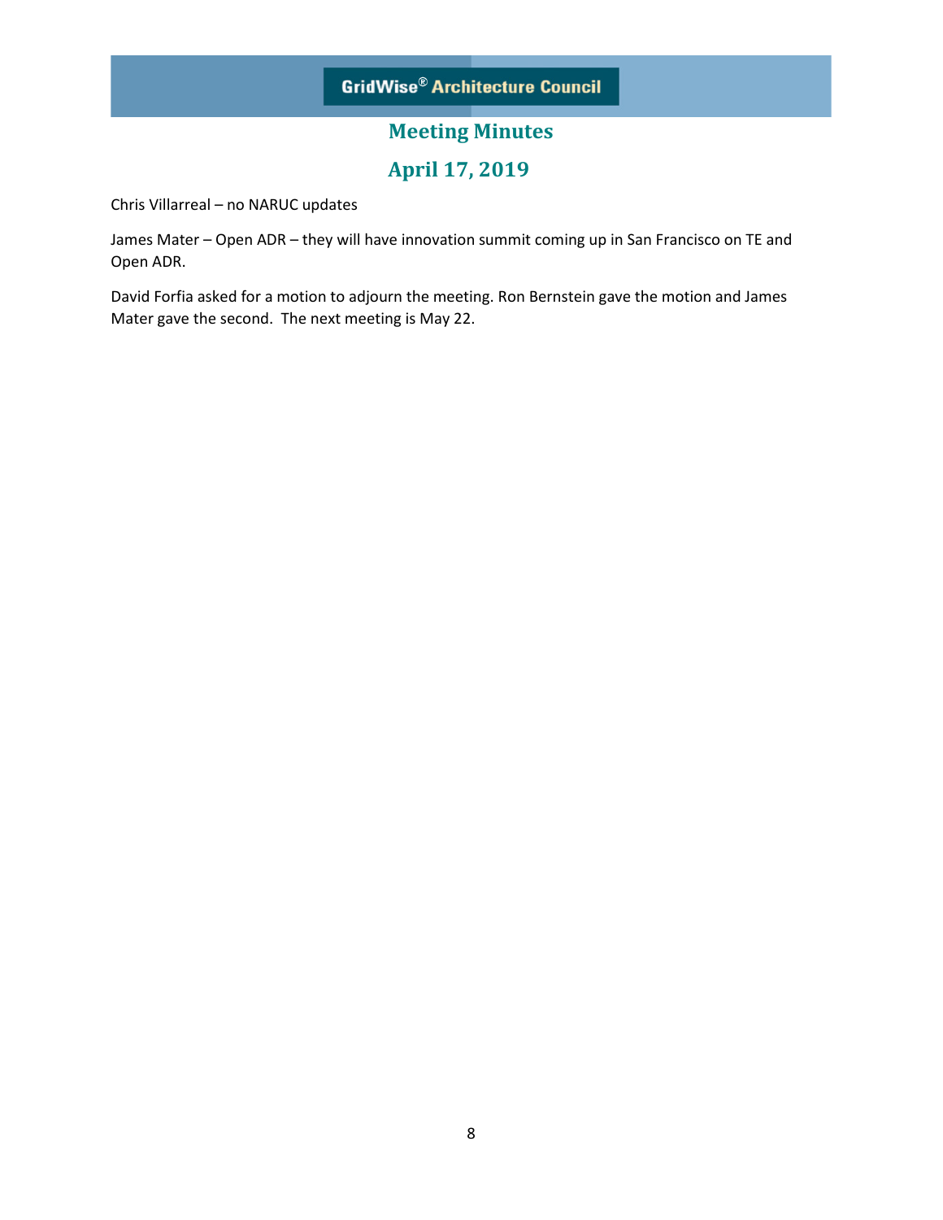Chris Villarreal – no NARUC updates

James Mater – Open ADR – they will have innovation summit coming up in San Francisco on TE and Open ADR.

David Forfia asked for a motion to adjourn the meeting. Ron Bernstein gave the motion and James Mater gave the second. The next meeting is May 22.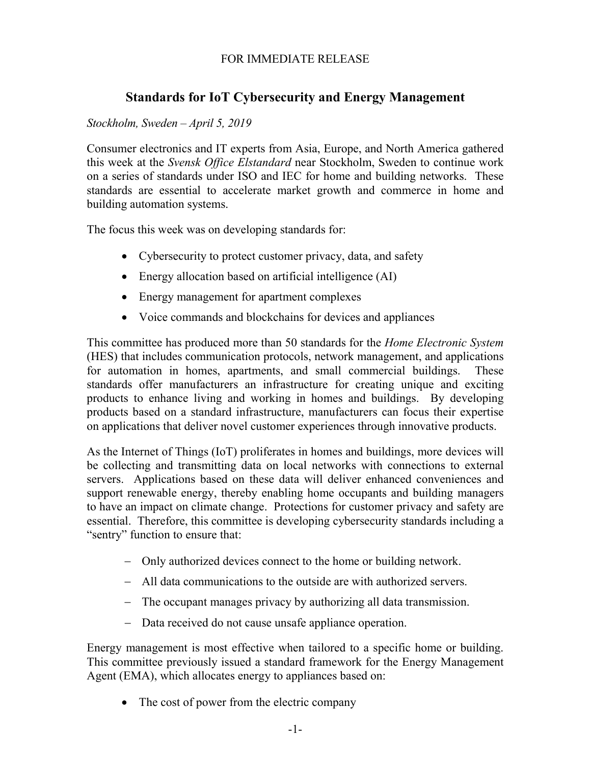FOR IMMEDIATE RELEASE

# Standards for IoT Cybersecurity and Energy Management

*Stockholm, Sweden – April 5, 2019*

Consumer electronics and IT experts from Asia, Europe, and North America gathered this week at the *Svensk Office Elstandard* near Stockholm, Sweden to continue work on a series of standards under ISO and IEC for home and building networks. These standards are essential to accelerate market growth and commerce in home and building automation systems.

The focus this week was on developing standards for:

- Cybersecurity to protect customer privacy, data, and safety
- Energy allocation based on artificial intelligence (AI)
- Energy management for apartment complexes
- Voice commands and blockchains for devices and appliances

This committee has produced more than 50 standards for the *Home Electronic System* (HES) that includes communication protocols, network management, and applications for automation in homes, apartments, and small commercial buildings. These standards offer manufacturers an infrastructure for creating unique and exciting products to enhance living and working in homes and buildings. By developing products based on a standard infrastructure, manufacturers can focus their expertise on applications that deliver novel customer experiences through innovative products.

As the Internet of Things (IoT) proliferates in homes and buildings, more devices will be collecting and transmitting data on local networks with connections to external servers. Applications based on these data will deliver enhanced conveniences and support renewable energy, thereby enabling home occupants and building managers to have an impact on climate change. Protections for customer privacy and safety are essential. Therefore, this committee is developing cybersecurity standards including a "sentry" function to ensure that:

- Only authorized devices connect to the home or building network.
- All data communications to the outside are with authorized servers.
- The occupant manages privacy by authorizing all data transmission.
- Data received do not cause unsafe appliance operation.

Energy management is most effective when tailored to a specific home or building. This committee previously issued a standard framework for the Energy Management Agent (EMA), which allocates energy to appliances based on:

- The cost of power from the electric company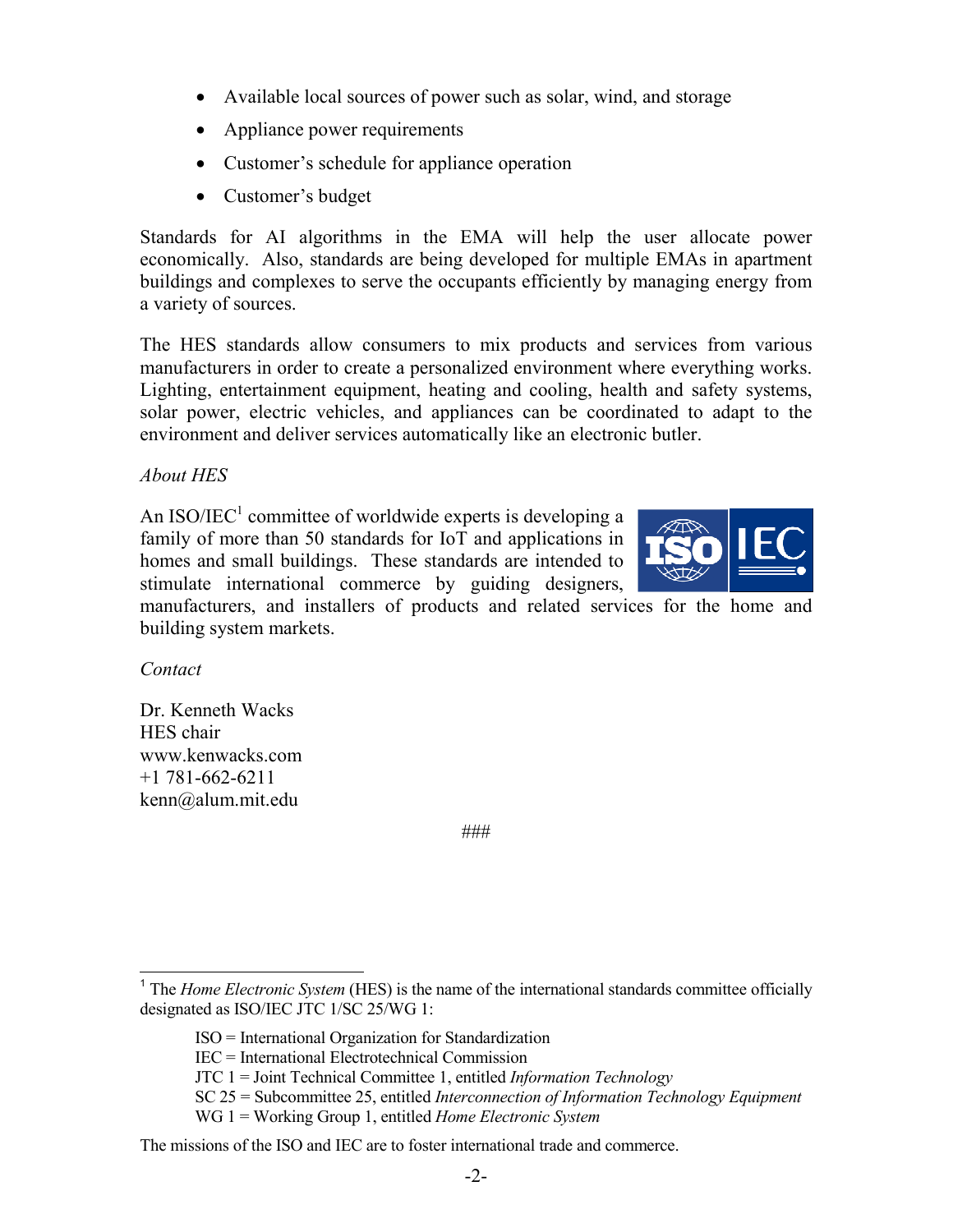- Available local sources of power such as solar, wind, and storage
- Appliance power requirements
- Customer's schedule for appliance operation
- Customer's budget

Standards for AI algorithms in the EMA will help the user allocate power economically. Also, standards are being developed for multiple EMAs in apartment buildings and complexes to serve the occupants efficiently by managing energy from a variety of sources.

The HES standards allow consumers to mix products and services from various manufacturers in order to create a personalized environment where everything works. Lighting, entertainment equipment, heating and cooling, health and safety systems, solar power, electric vehicles, and appliances can be coordinated to adapt to the environment and deliver services automatically like an electronic butler.

*About HES*

An ISO/IEC[1] committee of worldwide experts is developing a family of more than 50 standards for IoT and applications in homes and small buildings. These standards are intended to stimulate international commerce by guiding designers, manufacturers, and installers of products and related services for the home and building system markets.

*Contact*

Dr. Kenneth Wacks
HES chair
www.kenwacks.com
+1 781-662-6211
kenn@alum.mit.edu

###

---

[1] The *Home Electronic System* (HES) is the name of the international standards committee officially designated as ISO/IEC JTC 1/SC 25/WG 1:

ISO = International Organization for Standardization
IEC = International Electrotechnical Commission
JTC 1 = Joint Technical Committee 1, entitled *Information Technology*
SC 25 = Subcommittee 25, entitled *Interconnection of Information Technology Equipment*
WG 1 = Working Group 1, entitled *Home Electronic System*

The missions of the ISO and IEC are to foster international trade and commerce.